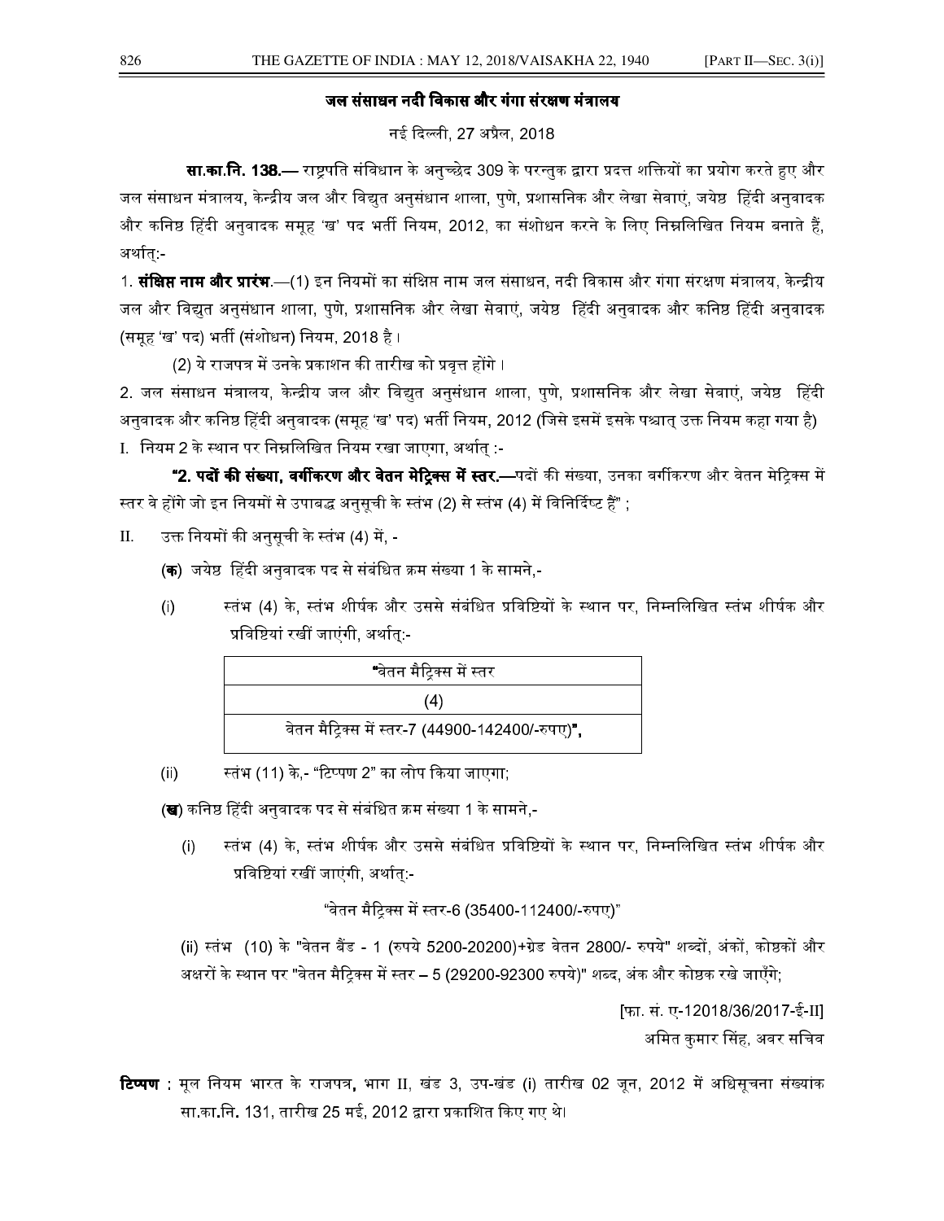## जल संसाधन नदी विकास और गंगा संरक्षण मंत्रालय

नई दिल्ली, 27 अप्रैल, 2018

**सा.का.नि. 138.—** राष्ट्रपति संविधान के अनुच्छेद 309 के परन्तुक द्वारा प्रदत्त शक्तियों का प्रयोग करते हुए और जल संसाधन मंत्रालय, केन्द्रीय जल और विद्युत अनुसंधान शाला, पुणे, प्रशासनिक और लेखा सेवाएं, जयेष्ठ हिंदी अनुवादक और कनिष्ठ हिंदी अनुवादक समूह 'ख' पद भर्ती नियम, 2012, का संशोधन करने के लिए निम्नलिखित नियम बनाते हैं, अर्थात्:-

1. **संक्षिप्त नाम और प्रारंभ**.—(1) इन नियमों का संक्षिप्त नाम जल संसाधन, नदी विकास और गंगा संरक्षण मंत्रालय, केन्द्रीय जल और विद्युत अनुसंधान शाला, पुणे, प्रशासनिक और लेखा सेवाएं, जयेष्ठ हिंदी अनुवादक और कनिष्ठ हिंदी अनुवादक (समूह 'ख' पद) भर्ती (संशोधन) नियम, 2018 है।

(2) ये राजपत्र में उनके प्रकाशन की तारीख को प्रवृत्त होंगे।

2. जल संसाधन मंत्रालय, केन्द्रीय जल और विद्युत अनुसंधान शाला, पुणे, प्रशासनिक और लेखा सेवाएं, जयेष्ठ हिंदी अनुवादक और कनिष्ठ हिंदी अनुवादक (समूह 'ख' पद) भर्ती नियम, 2012 (जिसे इसमें इसके पश्चात् उक्त नियम कहा गया है)

I. नियम 2 के स्थान पर निम्नलिखित नियम रखा जाएगा, अर्थात् :-

**"2. पदों की संख्या, वर्गीकरण और वेतन मेट्रिक्स में स्तर.—**पदों की संख्या, उनका वर्गीकरण और वेतन मेट्रिक्स में स्तर वे होंगे जो इन नियमों से उपाबद्ध अनुसूची के स्तंभ (2) से स्तंभ (4) में विनिर्दिष्ट हैं" ;

II. उक्त नियमों की अनुसूची के स्तंभ (4) में, -

**(क)** जयेष्ठ हिंदी अनुवादक पद से संबंधित क्रम संख्या 1 के सामने,-

(i) स्तंभ (4) के, स्तंभ शीर्षक और उससे संबंधित प्रविष्टियों के स्थान पर, निम्नलिखित स्तंभ शीर्षक और प्रविष्टियां रखीं जाएंगी, अर्थात्:-

| "वेतन मैट्रिक्स में स्तर |
|---|
| (4) |
| वेतन मैट्रिक्स में स्तर-7 (44900-142400/-रुपए)**"**, |

(ii) स्तंभ (11) के,- "टिप्पण 2" का लोप किया जाएगा;

**(ख)** कनिष्ठ हिंदी अनुवादक पद से संबंधित क्रम संख्या 1 के सामने,-

(i) स्तंभ (4) के, स्तंभ शीर्षक और उससे संबंधित प्रविष्टियों के स्थान पर, निम्नलिखित स्तंभ शीर्षक और प्रविष्टियां रखीं जाएंगी, अर्थात्:-

"वेतन मैट्रिक्स में स्तर-6 (35400-112400/-रुपए)"

(ii) स्तंभ (10) के "वेतन बैंड - 1 (रुपये 5200-20200)+ग्रेड वेतन 2800/- रुपये" शब्दों, अंकों, कोष्ठकों और अक्षरों के स्थान पर "वेतन मैट्रिक्स में स्तर – 5 (29200-92300 रुपये)" शब्द, अंक और कोष्ठक रखे जाएँगे;

[फा. सं. ए-12018/36/2017-ई-II]

अमित कुमार सिंह, अवर सचिव

**टिप्पण** : मूल नियम भारत के राजपत्र**,** भाग II, खंड 3, उप-खंड (i) तारीख 02 जून, 2012 में अधिसूचना संख्यांक सा.का.**नि.** 131, तारीख 25 मई, 2012 द्वारा प्रकाशित किए गए थे।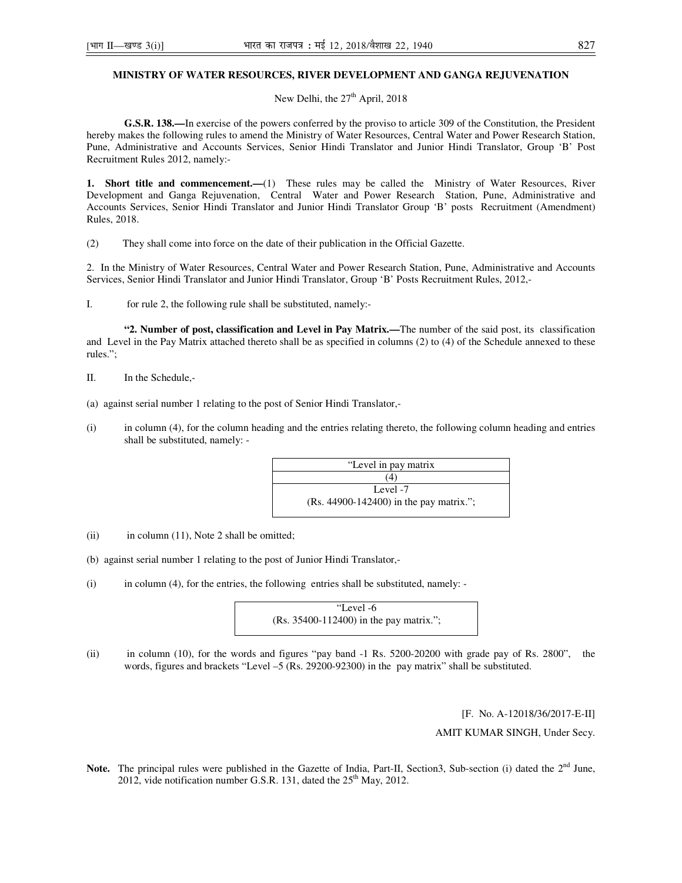**MINISTRY OF WATER RESOURCES, RIVER DEVELOPMENT AND GANGA REJUVENATION**

New Delhi, the 27th April, 2018

**G.S.R. 138.—**In exercise of the powers conferred by the proviso to article 309 of the Constitution, the President hereby makes the following rules to amend the Ministry of Water Resources, Central Water and Power Research Station, Pune, Administrative and Accounts Services, Senior Hindi Translator and Junior Hindi Translator, Group 'B' Post Recruitment Rules 2012, namely:-

**1. Short title and commencement.—**(1) These rules may be called the Ministry of Water Resources, River Development and Ganga Rejuvenation, Central Water and Power Research Station, Pune, Administrative and Accounts Services, Senior Hindi Translator and Junior Hindi Translator Group 'B' posts Recruitment (Amendment) Rules, 2018.

(2) They shall come into force on the date of their publication in the Official Gazette.

2. In the Ministry of Water Resources, Central Water and Power Research Station, Pune, Administrative and Accounts Services, Senior Hindi Translator and Junior Hindi Translator, Group 'B' Posts Recruitment Rules, 2012,-

I. for rule 2, the following rule shall be substituted, namely:-

**"2. Number of post, classification and Level in Pay Matrix.—**The number of the said post, its classification and Level in the Pay Matrix attached thereto shall be as specified in columns (2) to (4) of the Schedule annexed to these rules.";

II. In the Schedule,-

(a) against serial number 1 relating to the post of Senior Hindi Translator,-

(i) in column (4), for the column heading and the entries relating thereto, the following column heading and entries shall be substituted, namely: -

| "Level in pay matrix |
|---|
| (4) |
| Level -7<br>(Rs. 44900-142400) in the pay matrix."; |

(ii) in column (11), Note 2 shall be omitted;

(b) against serial number 1 relating to the post of Junior Hindi Translator,-

(i) in column (4), for the entries, the following entries shall be substituted, namely: -

| |
|---|
| "Level -6<br>(Rs. 35400-112400) in the pay matrix."; |

(ii) in column (10), for the words and figures "pay band -1 Rs. 5200-20200 with grade pay of Rs. 2800", the words, figures and brackets "Level –5 (Rs. 29200-92300) in the pay matrix" shall be substituted.

[F. No. A-12018/36/2017-E-II]

AMIT KUMAR SINGH, Under Secy.

**Note.** The principal rules were published in the Gazette of India, Part-II, Section3, Sub-section (i) dated the 2nd June, 2012, vide notification number G.S.R. 131, dated the 25th May, 2012.